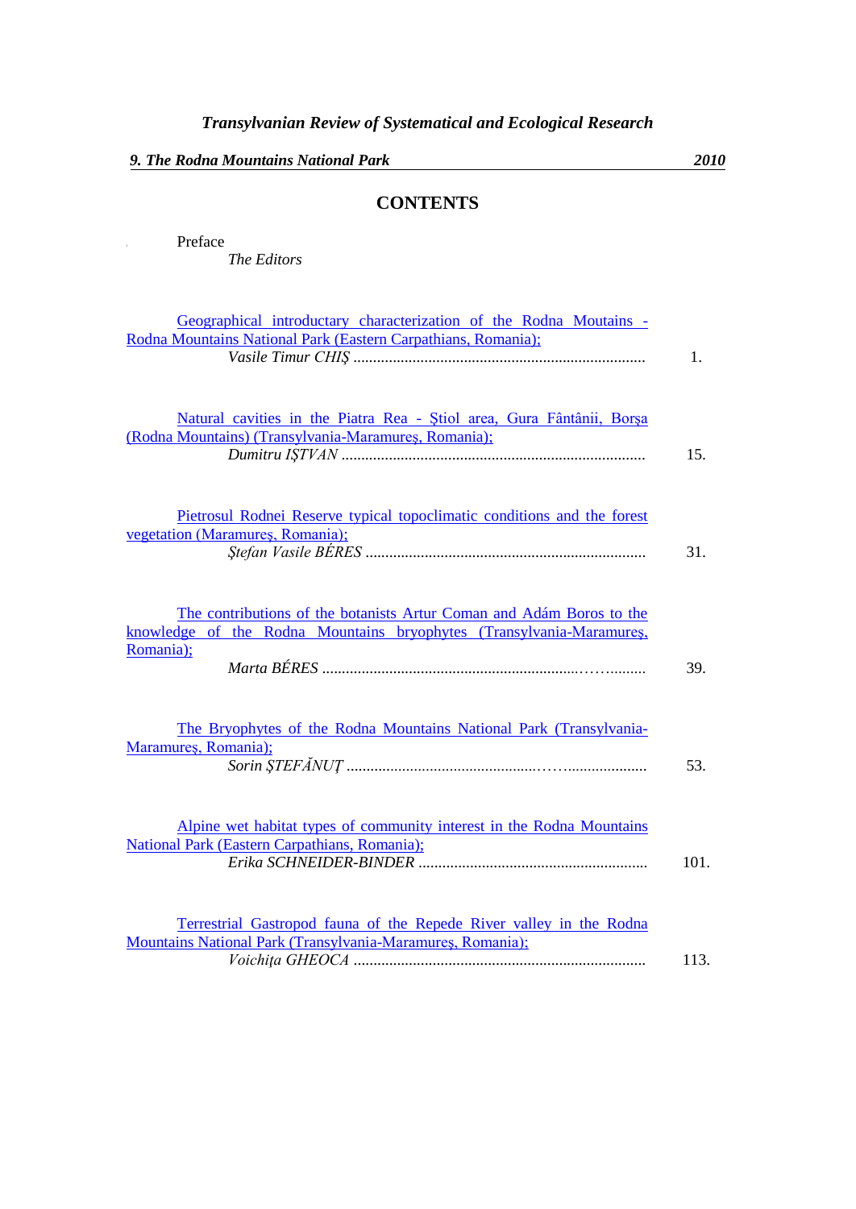*Transylvanian Review of Systematical and Ecological Research*

***9. The Rodna Mountains National Park*** ***2010***

# CONTENTS

Preface
*The Editors*

Geographical introductary characterization of the Rodna Moutains - Rodna Mountains National Park (Eastern Carpathians, Romania);
*Vasile Timur CHIŞ* ........................................................................ 1.

Natural cavities in the Piatra Rea - Ştiol area, Gura Fântânii, Borşa (Rodna Mountains) (Transylvania-Maramureş, Romania);
*Dumitru IŞTVAN* ........................................................................... 15.

Pietrosul Rodnei Reserve typical topoclimatic conditions and the forest vegetation (Maramureş, Romania);
*Ştefan Vasile BÉRES* ...................................................................... 31.

The contributions of the botanists Artur Coman and Adám Boros to the knowledge of the Rodna Mountains bryophytes (Transylvania-Maramureş, Romania);
*Marta BÉRES* ................................................................................ 39.

The Bryophytes of the Rodna Mountains National Park (Transylvania-Maramureş, Romania);
*Sorin ŞTEFĂNUŢ* ........................................................................... 53.

Alpine wet habitat types of community interest in the Rodna Mountains National Park (Eastern Carpathians, Romania);
*Erika SCHNEIDER-BINDER* ......................................................... 101.

Terrestrial Gastropod fauna of the Repede River valley in the Rodna Mountains National Park (Transylvania-Maramureş, Romania);
*Voichiţa GHEOCA* ........................................................................ 113.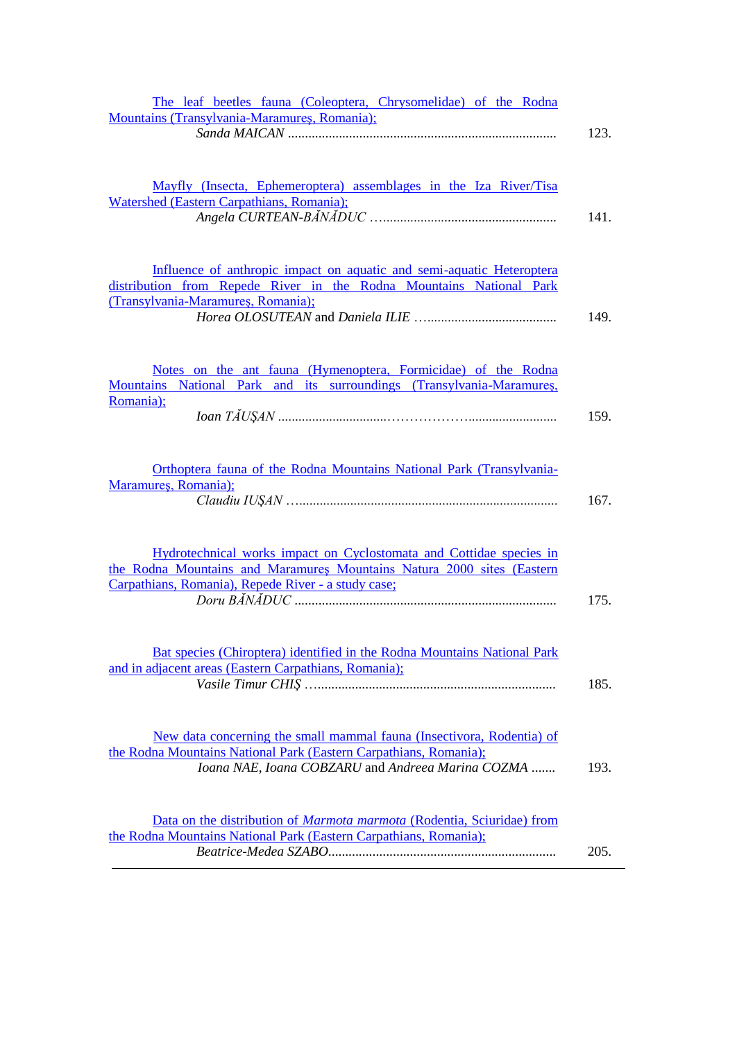The leaf beetles fauna (Coleoptera, Chrysomelidae) of the Rodna Mountains (Transylvania-Maramureş, Romania);
*Sanda MAICAN* ........................................................................... 123.

Mayfly (Insecta, Ephemeroptera) assemblages in the Iza River/Tisa Watershed (Eastern Carpathians, Romania);
*Angela CURTEAN-BĂNĂDUC* …................................................. 141.

Influence of anthropic impact on aquatic and semi-aquatic Heteroptera distribution from Repede River in the Rodna Mountains National Park (Transylvania-Maramureş, Romania);
*Horea OLOSUTEAN* and *Daniela ILIE* …..................................... 149.

Notes on the ant fauna (Hymenoptera, Formicidae) of the Rodna Mountains National Park and its surroundings (Transylvania-Maramureş, Romania);
*Ioan TĂUŞAN* .............................…………….......................... 159.

Orthoptera fauna of the Rodna Mountains National Park (Transylvania-Maramureş, Romania);
*Claudiu IUŞAN* ….......................................................................... 167.

Hydrotechnical works impact on Cyclostomata and Cottidae species in the Rodna Mountains and Maramureş Mountains Natura 2000 sites (Eastern Carpathians, Romania), Repede River - a study case;
*Doru BĂNĂDUC* ........................................................................... 175.

Bat species (Chiroptera) identified in the Rodna Mountains National Park and in adjacent areas (Eastern Carpathians, Romania);
*Vasile Timur CHIŞ* …..................................................................... 185.

New data concerning the small mammal fauna (Insectivora, Rodentia) of the Rodna Mountains National Park (Eastern Carpathians, Romania);
*Ioana NAE*, *Ioana COBZARU* and *Andreea Marina COZMA* ....... 193.

Data on the distribution of *Marmota marmota* (Rodentia, Sciuridae) from the Rodna Mountains National Park (Eastern Carpathians, Romania);
*Beatrice-Medea SZABO*.................................................................. 205.